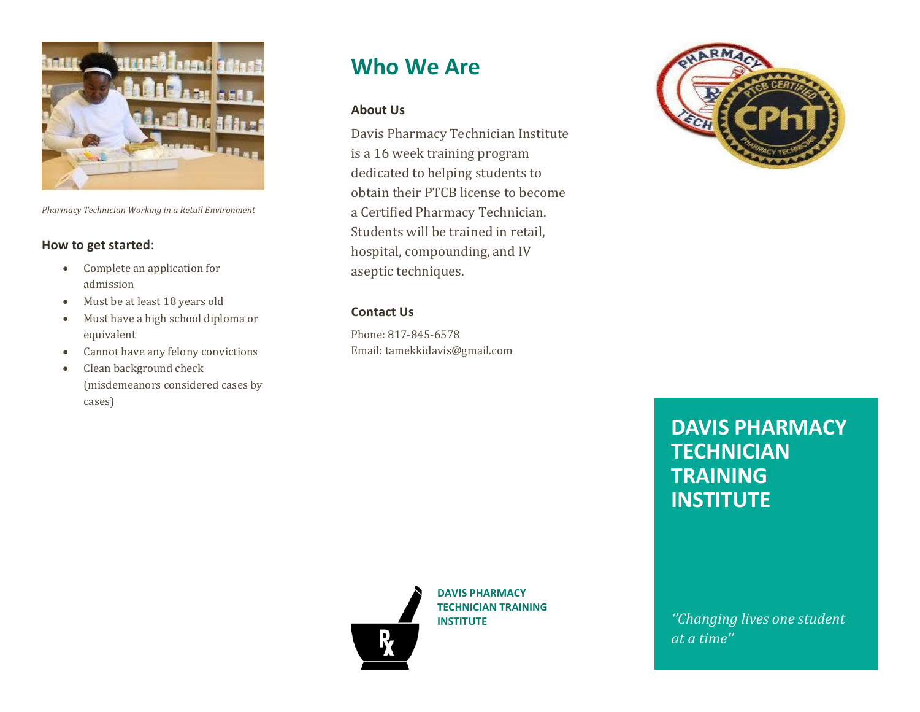*Pharmacy Technician Working in a Retail Environment*

**How to get started**:

- Complete an application for admission
- Must be at least 18 years old
- Must have a high school diploma or equivalent
- Cannot have any felony convictions
- Clean background check (misdemeanors considered cases by cases)

# Who We Are

### About Us

Davis Pharmacy Technician Institute is a 16 week training program dedicated to helping students to obtain their PTCB license to become a Certified Pharmacy Technician. Students will be trained in retail, hospital, compounding, and IV aseptic techniques.

### Contact Us

Phone: 817-845-6578
Email: tamekkidavis@gmail.com

**DAVIS PHARMACY TECHNICIAN TRAINING INSTITUTE**

# DAVIS PHARMACY TECHNICIAN TRAINING INSTITUTE

*"Changing lives one student at a time"*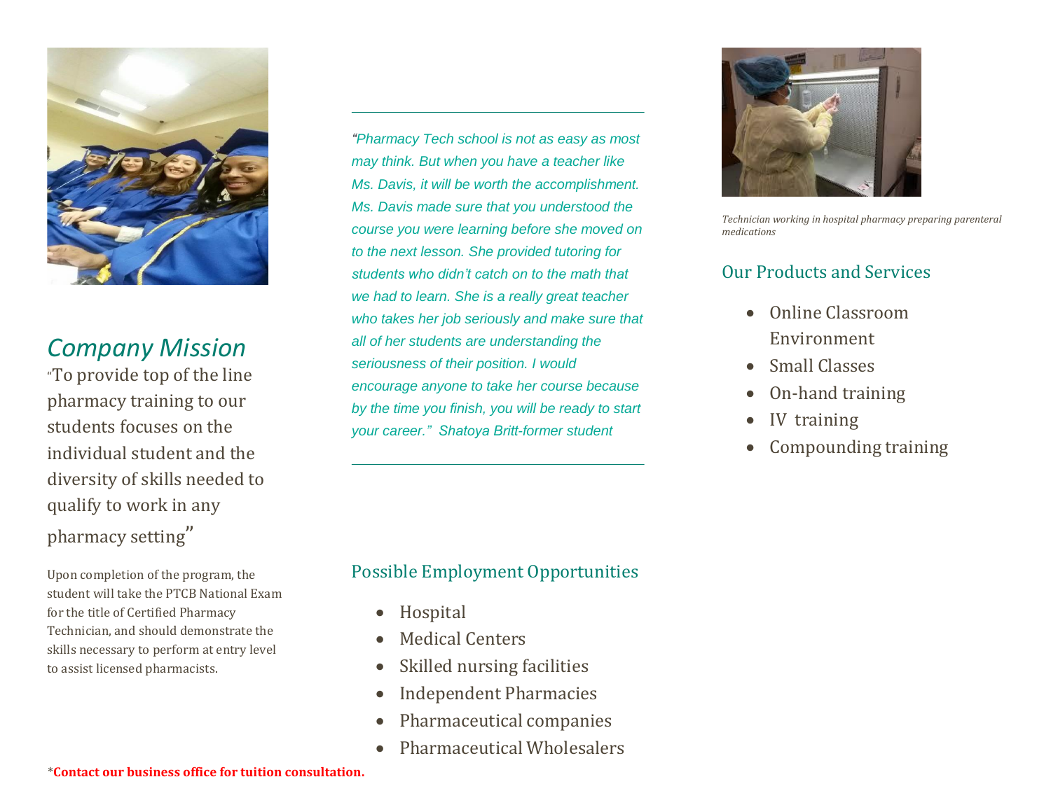## *Company Mission*

"To provide top of the line pharmacy training to our students focuses on the individual student and the diversity of skills needed to qualify to work in any pharmacy setting"

Upon completion of the program, the student will take the PTCB National Exam for the title of Certified Pharmacy Technician, and should demonstrate the skills necessary to perform at entry level to assist licensed pharmacists.

---

*"Pharmacy Tech school is not as easy as most may think. But when you have a teacher like Ms. Davis, it will be worth the accomplishment. Ms. Davis made sure that you understood the course you were learning before she moved on to the next lesson. She provided tutoring for students who didn't catch on to the math that we had to learn. She is a really great teacher who takes her job seriously and make sure that all of her students are understanding the seriousness of their position. I would encourage anyone to take her course because by the time you finish, you will be ready to start your career." Shatoya Britt-former student*

---

### Possible Employment Opportunities

- Hospital
- Medical Centers
- Skilled nursing facilities
- Independent Pharmacies
- Pharmaceutical companies
- Pharmaceutical Wholesalers

*Technician working in hospital pharmacy preparing parenteral medications*

### Our Products and Services

- Online Classroom Environment
- Small Classes
- On-hand training
- IV training
- Compounding training

*__Contact our business office for tuition consultation.__